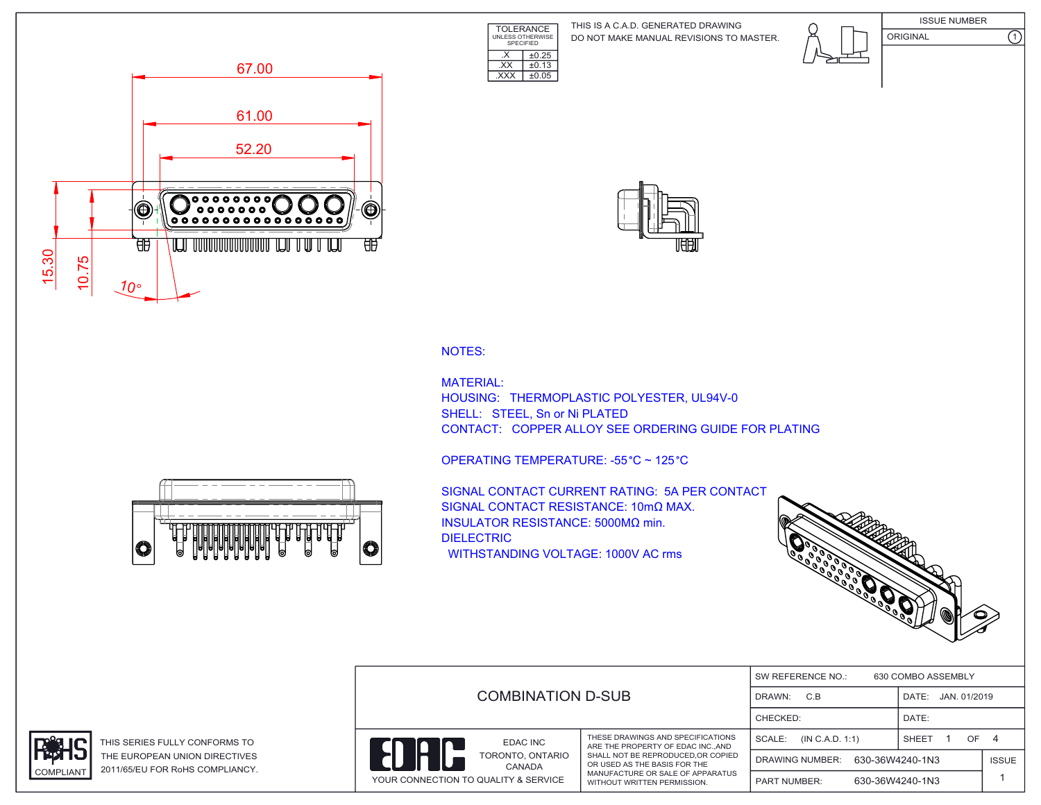| TOLERANCE UNLESS OTHERWISE SPECIFIED | |
|---|---|
| .X | ±0.25 |
| .XX | ±0.13 |
| .XXX | ±0.05 |

THIS IS A C.A.D. GENERATED DRAWING
DO NOT MAKE MANUAL REVISIONS TO MASTER.

| ISSUE NUMBER | |
|---|---|
| ORIGINAL | 1 |

67.00

61.00

52.20

15.30

10.75

10°

NOTES:

MATERIAL:
HOUSING: THERMOPLASTIC POLYESTER, UL94V-0
SHELL: STEEL, Sn or Ni PLATED
CONTACT: COPPER ALLOY SEE ORDERING GUIDE FOR PLATING

OPERATING TEMPERATURE: -55°C ~ 125°C

SIGNAL CONTACT CURRENT RATING: 5A PER CONTACT
SIGNAL CONTACT RESISTANCE: 10mΩ MAX.
INSULATOR RESISTANCE: 5000MΩ min.
DIELECTRIC
WITHSTANDING VOLTAGE: 1000V AC rms

RoHS COMPLIANT

THIS SERIES FULLY CONFORMS TO THE EUROPEAN UNION DIRECTIVES 2011/65/EU FOR RoHS COMPLIANCY.

COMBINATION D-SUB

EDAC INC
TORONTO, ONTARIO
CANADA
YOUR CONNECTION TO QUALITY & SERVICE

THESE DRAWINGS AND SPECIFICATIONS ARE THE PROPERTY OF EDAC INC.,AND SHALL NOT BE REPRODUCED,OR COPIED OR USED AS THE BASIS FOR THE MANUFACTURE OR SALE OF APPARATUS WITHOUT WRITTEN PERMISSION.

| SW REFERENCE NO.: 630 COMBO ASSEMBLY | | |
|---|---|---|
| DRAWN: C.B | DATE: JAN. 01/2019 | |
| CHECKED: | DATE: | |
| SCALE: (IN C.A.D. 1:1) | SHEET 1 OF 4 | |
| DRAWING NUMBER: 630-36W4240-1N3 | | ISSUE |
| PART NUMBER: 630-36W4240-1N3 | | 1 |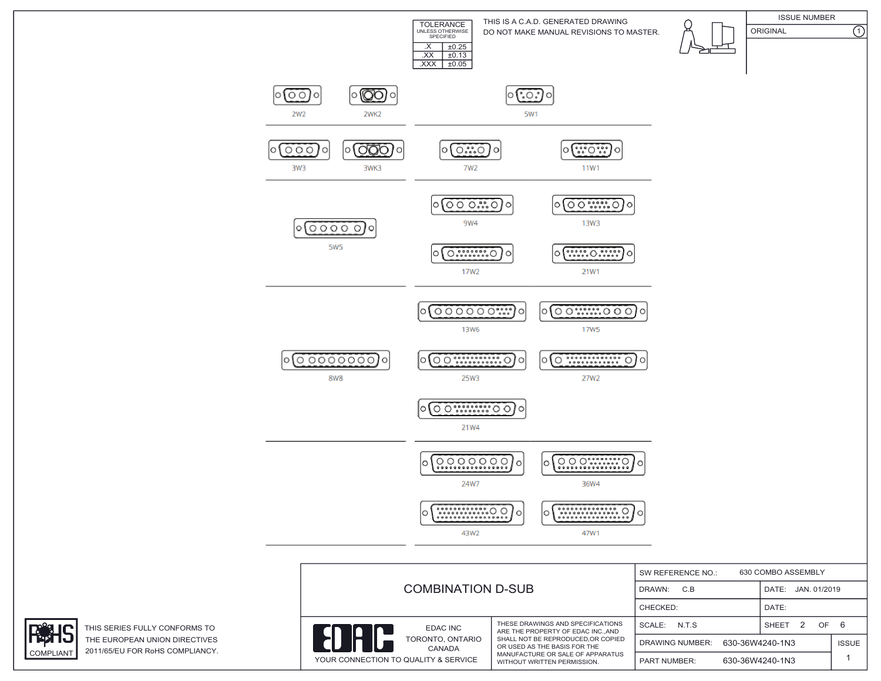| TOLERANCE UNLESS OTHERWISE SPECIFIED | |
|---|---|
| .X | ±0.25 |
| .XX | ±0.13 |
| .XXX | ±0.05 |

THIS IS A C.A.D. GENERATED DRAWING
DO NOT MAKE MANUAL REVISIONS TO MASTER.

| ISSUE NUMBER | |
|---|---|
| ORIGINAL | 1 |

2W2 2WK2 5W1

3W3 3WK3 7W2 11W1

5W5 9W4 13W3 17W2 21W1

8W8 13W6 17W5 25W3 27W2 21W4

24W7 36W4 43W2 47W1

# COMBINATION D-SUB

| SW REFERENCE NO.: | 630 COMBO ASSEMBLY | | |
|---|---|---|---|
| DRAWN: C.B | | DATE: JAN. 01/2019 | |
| CHECKED: | | DATE: | |
| SCALE: N.T.S | | SHEET 2 OF 6 | |
| DRAWING NUMBER: | 630-36W4240-1N3 | | ISSUE |
| PART NUMBER: | 630-36W4240-1N3 | | 1 |

EDAC INC
TORONTO, ONTARIO
CANADA
YOUR CONNECTION TO QUALITY & SERVICE

THESE DRAWINGS AND SPECIFICATIONS ARE THE PROPERTY OF EDAC INC.,AND SHALL NOT BE REPRODUCED,OR COPIED OR USED AS THE BASIS FOR THE MANUFACTURE OR SALE OF APPARATUS WITHOUT WRITTEN PERMISSION.

RoHS COMPLIANT

THIS SERIES FULLY CONFORMS TO THE EUROPEAN UNION DIRECTIVES 2011/65/EU FOR RoHS COMPLIANCY.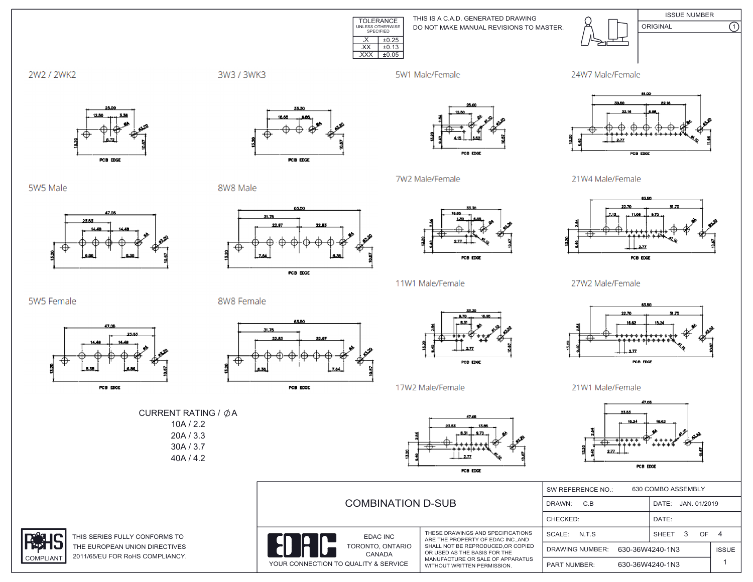| TOLERANCE UNLESS OTHERWISE SPECIFIED | |
|---|---|
| .X | ±0.25 |
| .XX | ±0.13 |
| .XXX | ±0.05 |

THIS IS A C.A.D. GENERATED DRAWING
DO NOT MAKE MANUAL REVISIONS TO MASTER.

| ISSUE NUMBER | |
|---|---|
| ORIGINAL | 1 |

## 2W2 / 2WK2

25.00, 12.50, 3.36, 6.72, ØA, Ø3.20, 13.20, 10.67, PCB EDGE

## 3W3 / 3WK3

33.30, 16.65, 6.85, ØA, Ø3.20, 13.20, 10.67, PCB EDGE

## 5W1 Male/Female

25.00, 12.50, 2.84, ØA, Ø1.10, Ø3.20, 13.20, 9.40, 4.15, 5.62, 10.67, PCB EDGE

## 24W7 Male/Female

61.00, 30.50, 22.16, 22.16, 6.98, ØA, Ø3.20, 13.20, 9.40, 2.77, Ø1.10, 11.94, PCB EDGE

## 5W5 Male

47.05, 23.53, 14.48, 14.48, ØA, Ø3.20, 13.20, 6.86, 8.38, 10.67

## 8W8 Male

63.50, 31.75, 22.97, 22.83, ØA, Ø3.20, 13.20, 7.64, 8.38, 10.67, PCB EDGE

## 7W2 Male/Female

33.30, 16.65, 1.39, 6.85, ØA, Ø3.20, 2.84, 13.20, 9.40, 2.77, Ø1.10, 10.67, PCB EDGE

## 21W4 Male/Female

63.50, 22.70, 31.70, 7.13, 11.08, 9.70, ØA, Ø3.20, 2.84, 13.20, 9.40, 2.77, Ø1.10, 10.67, PCB EDGE

## 5W5 Female

47.05, 23.53, 14.48, 14.48, ØA, Ø3.20, 13.20, 8.38, 6.86, 10.67, PCB EDGE

## 8W8 Female

63.50, 31.75, 22.83, 22.97, ØA, Ø3.20, 13.20, 8.38, 7.64, 10.67, PCB EDGE

## 11W1 Male/Female

33.30, 9.70, 16.65, 8.31, ØA, Ø1.10, Ø3.20, 2.84, 13.20, 9.40, 2.77, 10.67, PCB EDGE

## 27W2 Male/Female

63.50, 22.70, 31.75, 18.62, 15.24, ØA, Ø3.20, 2.84, 13.20, 9.40, 2.77, Ø1.10, 10.67, PCB EDGE

## 17W2 Male/Female

47.05, 23.53, 13.86, 8.31, 9.70, ØA, Ø3.20, 2.84, 13.20, 9.40, 2.77, Ø1.10, 10.67, PCB EDGE

## 21W1 Male/Female

47.05, 23.53, 15.24, 18.62, ØA, Ø1.10, Ø3.20, 2.84, 13.20, 9.40, 2.77, 10.67, PCB EDGE

CURRENT RATING / ∅A
10A / 2.2
20A / 3.3
30A / 3.7
40A / 4.2

RoHS COMPLIANT

THIS SERIES FULLY CONFORMS TO THE EUROPEAN UNION DIRECTIVES 2011/65/EU FOR RoHS COMPLIANCY.

# COMBINATION D-SUB

EDAC

EDAC INC
TORONTO, ONTARIO
CANADA
YOUR CONNECTION TO QUALITY & SERVICE

THESE DRAWINGS AND SPECIFICATIONS ARE THE PROPERTY OF EDAC INC.,AND SHALL NOT BE REPRODUCED,OR COPIED OR USED AS THE BASIS FOR THE MANUFACTURE OR SALE OF APPARATUS WITHOUT WRITTEN PERMISSION.

| | | | |
|---|---|---|---|
| SW REFERENCE NO.: | 630 COMBO ASSEMBLY | | |
| DRAWN: C.B | | DATE: JAN. 01/2019 | |
| CHECKED: | | DATE: | |
| SCALE: N.T.S | | SHEET 3 OF 4 | |
| DRAWING NUMBER: | 630-36W4240-1N3 | | ISSUE |
| PART NUMBER: | 630-36W4240-1N3 | | 1 |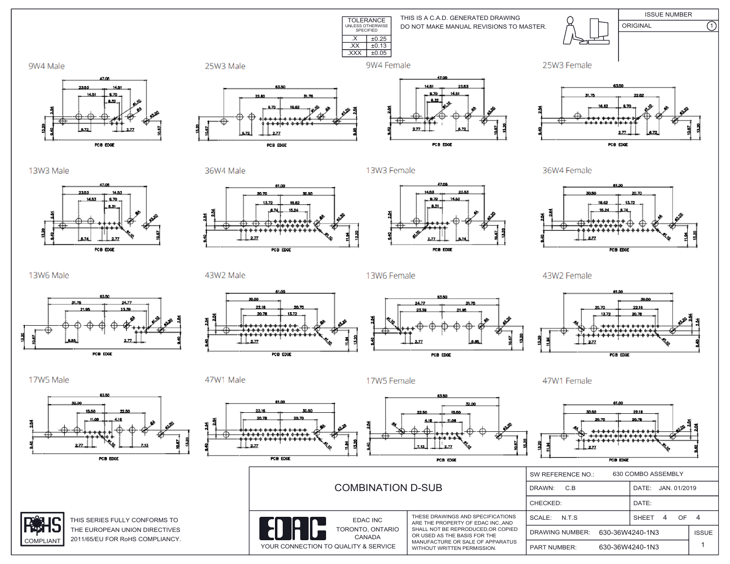| TOLERANCE UNLESS OTHERWISE SPECIFIED | |
|---|---|
| .X | ±0.25 |
| .XX | ±0.13 |
| .XXX | ±0.05 |

THIS IS A C.A.D. GENERATED DRAWING
DO NOT MAKE MANUAL REVISIONS TO MASTER.

| ISSUE NUMBER | |
|---|---|
| ORIGINAL | 1 |

9W4 Male

25W3 Male

9W4 Female

25W3 Female

13W3 Male

36W4 Male

13W3 Female

36W4 Female

13W6 Male

43W2 Male

13W6 Female

43W2 Female

17W5 Male

47W1 Male

17W5 Female

47W1 Female

PCB EDGE

COMBINATION D-SUB

| | | | |
|---|---|---|---|
| SW REFERENCE NO.: | 630 COMBO ASSEMBLY | | |
| DRAWN: C.B | | DATE: JAN. 01/2019 | |
| CHECKED: | | DATE: | |
| SCALE: N.T.S | | SHEET 4 OF 4 | |
| DRAWING NUMBER: | 630-36W4240-1N3 | | ISSUE |
| PART NUMBER: | 630-36W4240-1N3 | | 1 |

EDAC INC
TORONTO, ONTARIO
CANADA

YOUR CONNECTION TO QUALITY & SERVICE

THESE DRAWINGS AND SPECIFICATIONS ARE THE PROPERTY OF EDAC INC.,AND SHALL NOT BE REPRODUCED,OR COPIED OR USED AS THE BASIS FOR THE MANUFACTURE OR SALE OF APPARATUS WITHOUT WRITTEN PERMISSION.

RoHS COMPLIANT

THIS SERIES FULLY CONFORMS TO THE EUROPEAN UNION DIRECTIVES 2011/65/EU FOR RoHS COMPLIANCY.